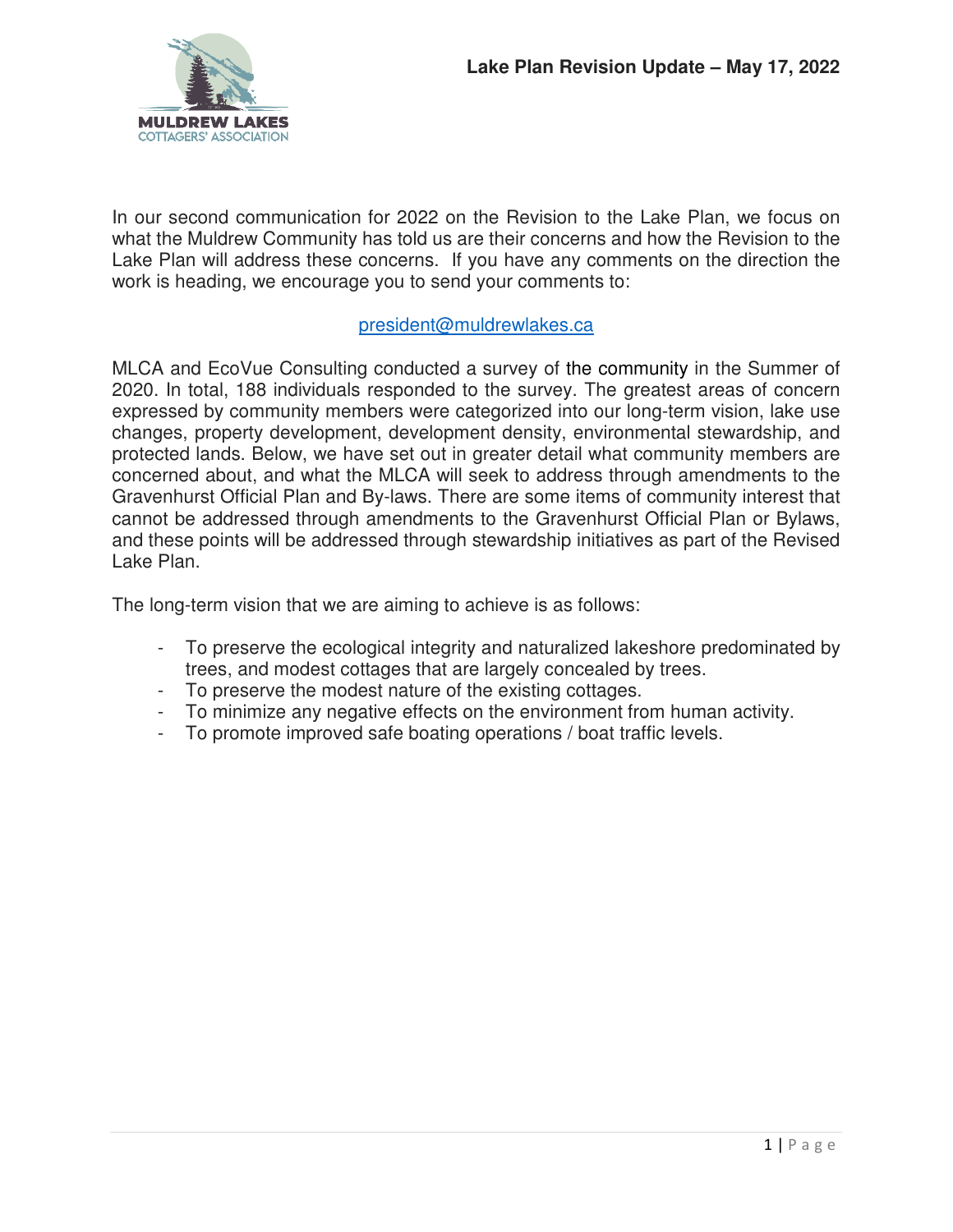# Lake Plan Revision Update – May 17, 2022

MULDREW LAKES COTTAGERS' ASSOCIATION

In our second communication for 2022 on the Revision to the Lake Plan, we focus on what the Muldrew Community has told us are their concerns and how the Revision to the Lake Plan will address these concerns. If you have any comments on the direction the work is heading, we encourage you to send your comments to:

president@muldrewlakes.ca

MLCA and EcoVue Consulting conducted a survey of the community in the Summer of 2020. In total, 188 individuals responded to the survey. The greatest areas of concern expressed by community members were categorized into our long-term vision, lake use changes, property development, development density, environmental stewardship, and protected lands. Below, we have set out in greater detail what community members are concerned about, and what the MLCA will seek to address through amendments to the Gravenhurst Official Plan and By-laws. There are some items of community interest that cannot be addressed through amendments to the Gravenhurst Official Plan or Bylaws, and these points will be addressed through stewardship initiatives as part of the Revised Lake Plan.

The long-term vision that we are aiming to achieve is as follows:

- To preserve the ecological integrity and naturalized lakeshore predominated by trees, and modest cottages that are largely concealed by trees.
- To preserve the modest nature of the existing cottages.
- To minimize any negative effects on the environment from human activity.
- To promote improved safe boating operations / boat traffic levels.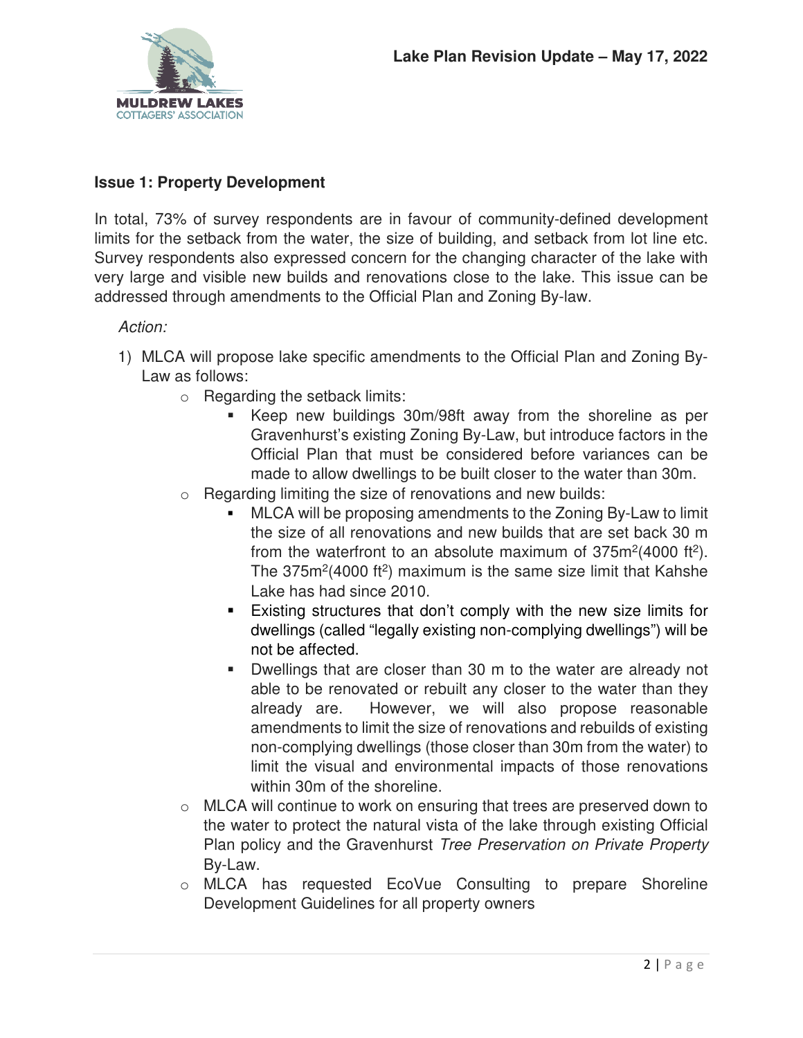**Issue 1: Property Development**

In total, 73% of survey respondents are in favour of community-defined development limits for the setback from the water, the size of building, and setback from lot line etc. Survey respondents also expressed concern for the changing character of the lake with very large and visible new builds and renovations close to the lake. This issue can be addressed through amendments to the Official Plan and Zoning By-law.

*Action:*

1) MLCA will propose lake specific amendments to the Official Plan and Zoning By-Law as follows:
   - Regarding the setback limits:
     - Keep new buildings 30m/98ft away from the shoreline as per Gravenhurst's existing Zoning By-Law, but introduce factors in the Official Plan that must be considered before variances can be made to allow dwellings to be built closer to the water than 30m.
   - Regarding limiting the size of renovations and new builds:
     - MLCA will be proposing amendments to the Zoning By-Law to limit the size of all renovations and new builds that are set back 30 m from the waterfront to an absolute maximum of $375m^2$(4000 $ft^2$). The $375m^2$(4000 $ft^2$) maximum is the same size limit that Kahshe Lake has had since 2010.
     - Existing structures that don't comply with the new size limits for dwellings (called "legally existing non-complying dwellings") will be not be affected.
     - Dwellings that are closer than 30 m to the water are already not able to be renovated or rebuilt any closer to the water than they already are. However, we will also propose reasonable amendments to limit the size of renovations and rebuilds of existing non-complying dwellings (those closer than 30m from the water) to limit the visual and environmental impacts of those renovations within 30m of the shoreline.
   - MLCA will continue to work on ensuring that trees are preserved down to the water to protect the natural vista of the lake through existing Official Plan policy and the Gravenhurst *Tree Preservation on Private Property* By-Law.
   - MLCA has requested EcoVue Consulting to prepare Shoreline Development Guidelines for all property owners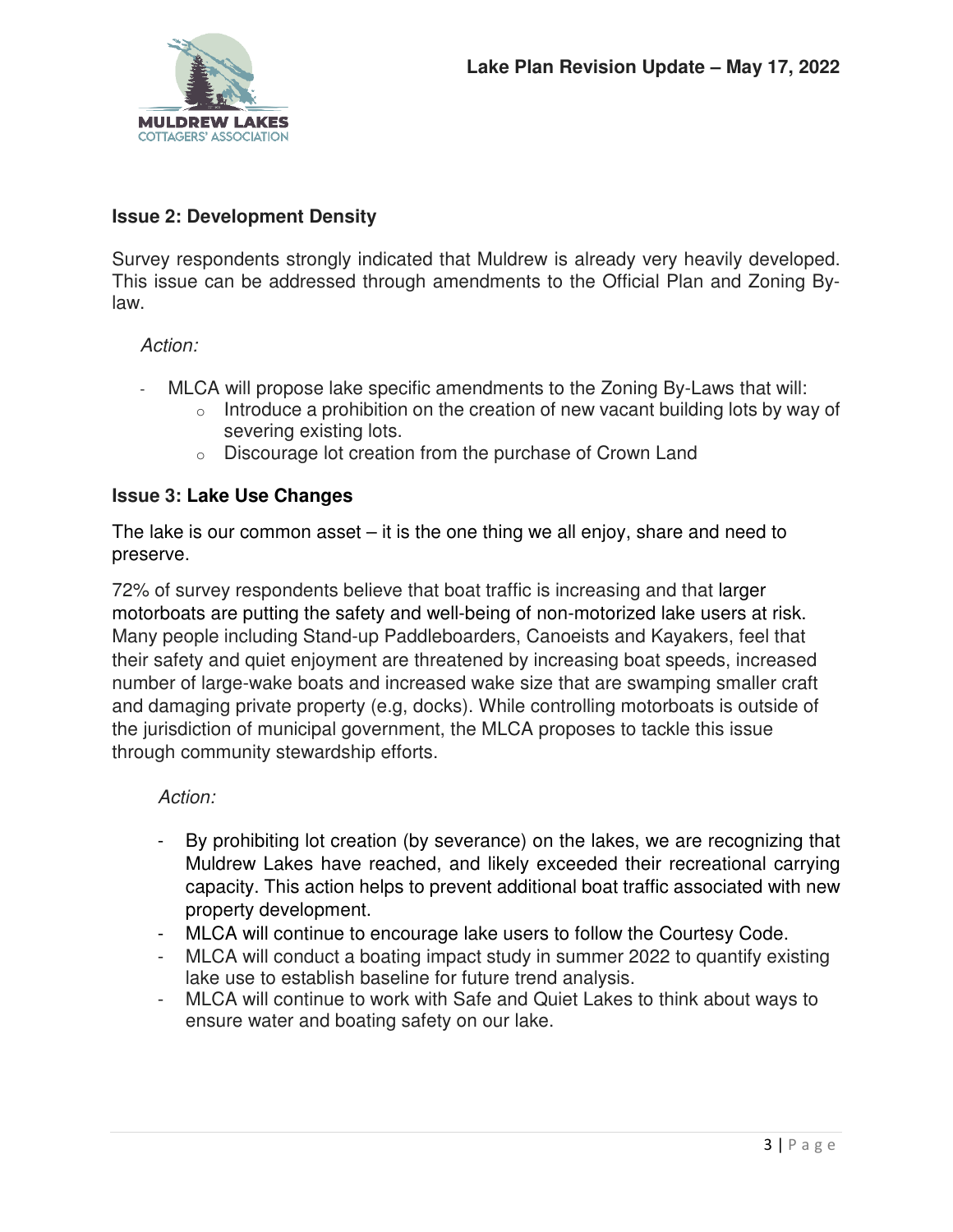### Issue 2: Development Density

Survey respondents strongly indicated that Muldrew is already very heavily developed. This issue can be addressed through amendments to the Official Plan and Zoning By-law.

*Action:*

- MLCA will propose lake specific amendments to the Zoning By-Laws that will:
  - Introduce a prohibition on the creation of new vacant building lots by way of severing existing lots.
  - Discourage lot creation from the purchase of Crown Land

### Issue 3: Lake Use Changes

The lake is our common asset – it is the one thing we all enjoy, share and need to preserve.

72% of survey respondents believe that boat traffic is increasing and that larger motorboats are putting the safety and well-being of non-motorized lake users at risk. Many people including Stand-up Paddleboarders, Canoeists and Kayakers, feel that their safety and quiet enjoyment are threatened by increasing boat speeds, increased number of large-wake boats and increased wake size that are swamping smaller craft and damaging private property (e.g, docks). While controlling motorboats is outside of the jurisdiction of municipal government, the MLCA proposes to tackle this issue through community stewardship efforts.

*Action:*

- By prohibiting lot creation (by severance) on the lakes, we are recognizing that Muldrew Lakes have reached, and likely exceeded their recreational carrying capacity. This action helps to prevent additional boat traffic associated with new property development.
- MLCA will continue to encourage lake users to follow the Courtesy Code.
- MLCA will conduct a boating impact study in summer 2022 to quantify existing lake use to establish baseline for future trend analysis.
- MLCA will continue to work with Safe and Quiet Lakes to think about ways to ensure water and boating safety on our lake.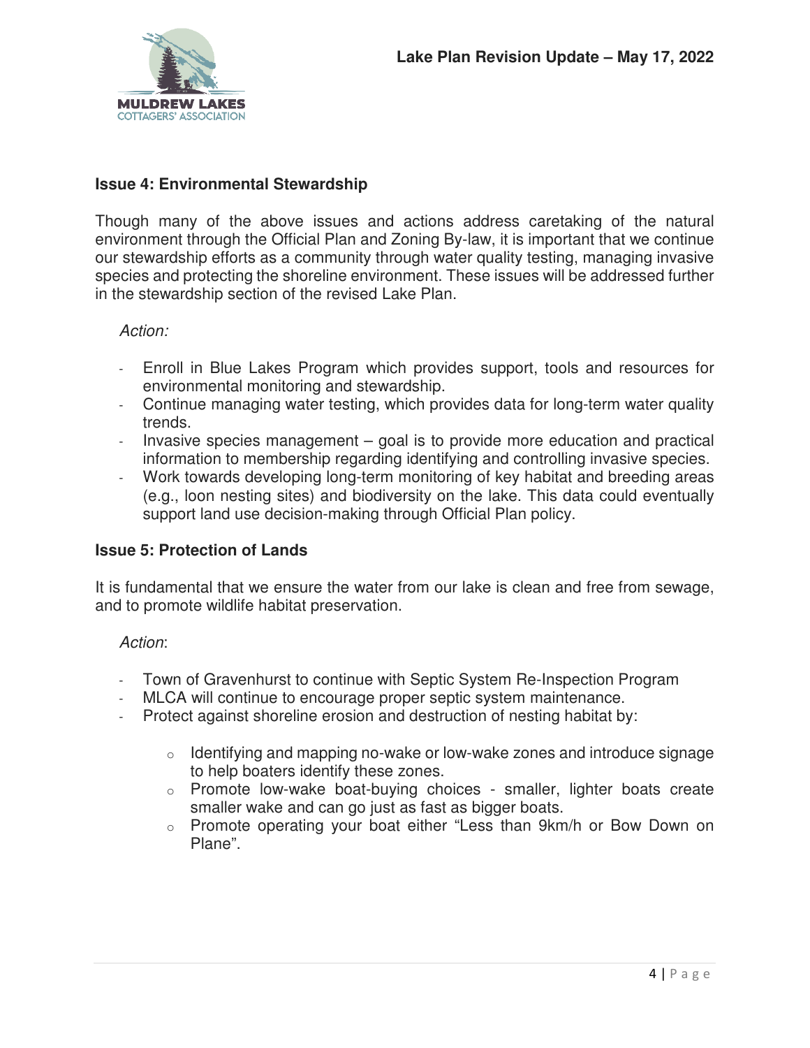## Issue 4: Environmental Stewardship

Though many of the above issues and actions address caretaking of the natural environment through the Official Plan and Zoning By-law, it is important that we continue our stewardship efforts as a community through water quality testing, managing invasive species and protecting the shoreline environment. These issues will be addressed further in the stewardship section of the revised Lake Plan.

*Action:*

- Enroll in Blue Lakes Program which provides support, tools and resources for environmental monitoring and stewardship.
- Continue managing water testing, which provides data for long-term water quality trends.
- Invasive species management – goal is to provide more education and practical information to membership regarding identifying and controlling invasive species.
- Work towards developing long-term monitoring of key habitat and breeding areas (e.g., loon nesting sites) and biodiversity on the lake. This data could eventually support land use decision-making through Official Plan policy.

## Issue 5: Protection of Lands

It is fundamental that we ensure the water from our lake is clean and free from sewage, and to promote wildlife habitat preservation.

*Action*:

- Town of Gravenhurst to continue with Septic System Re-Inspection Program
- MLCA will continue to encourage proper septic system maintenance.
- Protect against shoreline erosion and destruction of nesting habitat by:
    - Identifying and mapping no-wake or low-wake zones and introduce signage to help boaters identify these zones.
    - Promote low-wake boat-buying choices - smaller, lighter boats create smaller wake and can go just as fast as bigger boats.
    - Promote operating your boat either "Less than 9km/h or Bow Down on Plane".